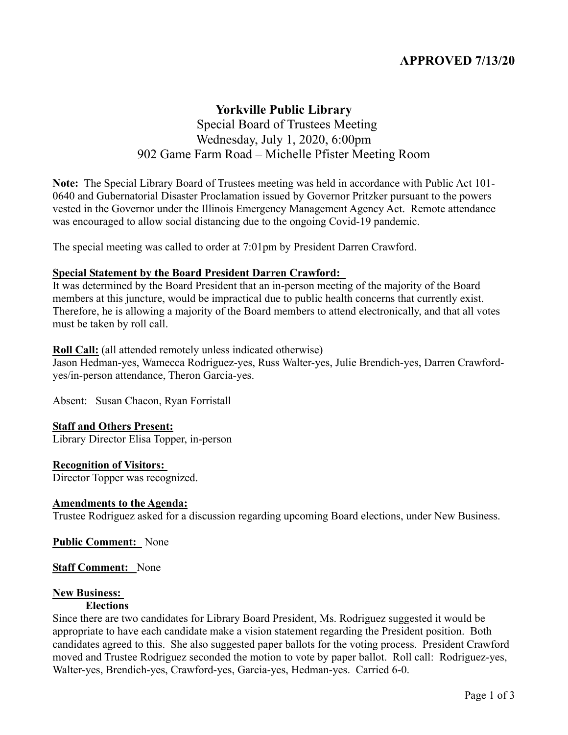**APPROVED 7/13/20**

# Yorkville Public Library

Special Board of Trustees Meeting
Wednesday, July 1, 2020, 6:00pm
902 Game Farm Road – Michelle Pfister Meeting Room

**Note:** The Special Library Board of Trustees meeting was held in accordance with Public Act 101-0640 and Gubernatorial Disaster Proclamation issued by Governor Pritzker pursuant to the powers vested in the Governor under the Illinois Emergency Management Agency Act. Remote attendance was encouraged to allow social distancing due to the ongoing Covid-19 pandemic.

The special meeting was called to order at 7:01pm by President Darren Crawford.

**Special Statement by the Board President Darren Crawford:**
It was determined by the Board President that an in-person meeting of the majority of the Board members at this juncture, would be impractical due to public health concerns that currently exist. Therefore, he is allowing a majority of the Board members to attend electronically, and that all votes must be taken by roll call.

**Roll Call:** (all attended remotely unless indicated otherwise)
Jason Hedman-yes, Wamecca Rodriguez-yes, Russ Walter-yes, Julie Brendich-yes, Darren Crawford-yes/in-person attendance, Theron Garcia-yes.

Absent: Susan Chacon, Ryan Forristall

**Staff and Others Present:**
Library Director Elisa Topper, in-person

**Recognition of Visitors:**
Director Topper was recognized.

**Amendments to the Agenda:**
Trustee Rodriguez asked for a discussion regarding upcoming Board elections, under New Business.

**Public Comment:** None

**Staff Comment:** None

**New Business:**

**Elections**

Since there are two candidates for Library Board President, Ms. Rodriguez suggested it would be appropriate to have each candidate make a vision statement regarding the President position. Both candidates agreed to this. She also suggested paper ballots for the voting process. President Crawford moved and Trustee Rodriguez seconded the motion to vote by paper ballot. Roll call: Rodriguez-yes, Walter-yes, Brendich-yes, Crawford-yes, Garcia-yes, Hedman-yes. Carried 6-0.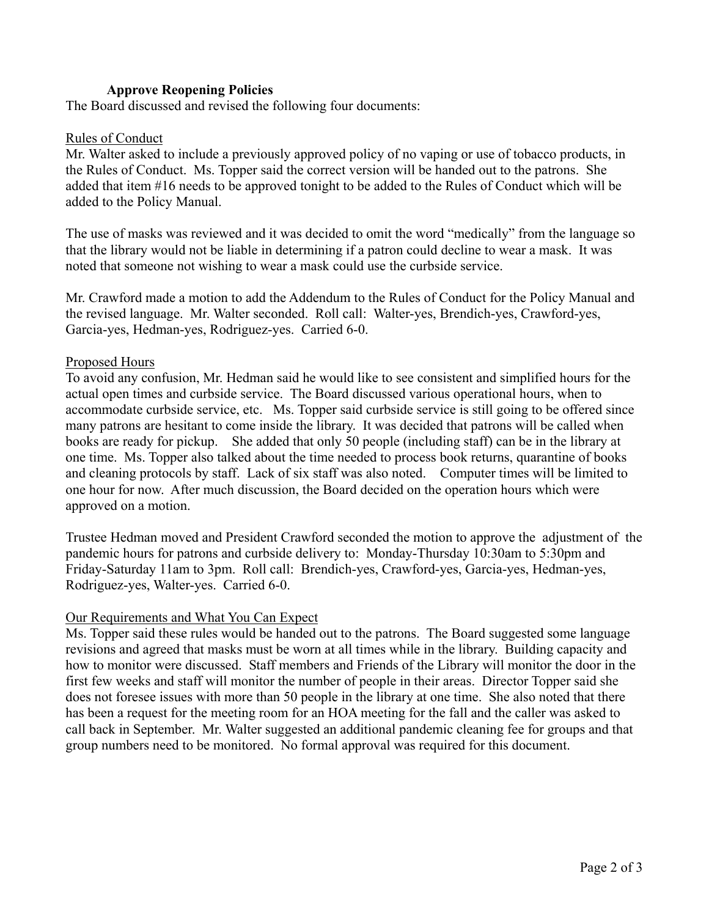**Approve Reopening Policies**

The Board discussed and revised the following four documents:

Rules of Conduct

Mr. Walter asked to include a previously approved policy of no vaping or use of tobacco products, in the Rules of Conduct. Ms. Topper said the correct version will be handed out to the patrons. She added that item #16 needs to be approved tonight to be added to the Rules of Conduct which will be added to the Policy Manual.

The use of masks was reviewed and it was decided to omit the word "medically" from the language so that the library would not be liable in determining if a patron could decline to wear a mask. It was noted that someone not wishing to wear a mask could use the curbside service.

Mr. Crawford made a motion to add the Addendum to the Rules of Conduct for the Policy Manual and the revised language. Mr. Walter seconded. Roll call: Walter-yes, Brendich-yes, Crawford-yes, Garcia-yes, Hedman-yes, Rodriguez-yes. Carried 6-0.

Proposed Hours

To avoid any confusion, Mr. Hedman said he would like to see consistent and simplified hours for the actual open times and curbside service. The Board discussed various operational hours, when to accommodate curbside service, etc. Ms. Topper said curbside service is still going to be offered since many patrons are hesitant to come inside the library. It was decided that patrons will be called when books are ready for pickup. She added that only 50 people (including staff) can be in the library at one time. Ms. Topper also talked about the time needed to process book returns, quarantine of books and cleaning protocols by staff. Lack of six staff was also noted. Computer times will be limited to one hour for now. After much discussion, the Board decided on the operation hours which were approved on a motion.

Trustee Hedman moved and President Crawford seconded the motion to approve the adjustment of the pandemic hours for patrons and curbside delivery to: Monday-Thursday 10:30am to 5:30pm and Friday-Saturday 11am to 3pm. Roll call: Brendich-yes, Crawford-yes, Garcia-yes, Hedman-yes, Rodriguez-yes, Walter-yes. Carried 6-0.

Our Requirements and What You Can Expect

Ms. Topper said these rules would be handed out to the patrons. The Board suggested some language revisions and agreed that masks must be worn at all times while in the library. Building capacity and how to monitor were discussed. Staff members and Friends of the Library will monitor the door in the first few weeks and staff will monitor the number of people in their areas. Director Topper said she does not foresee issues with more than 50 people in the library at one time. She also noted that there has been a request for the meeting room for an HOA meeting for the fall and the caller was asked to call back in September. Mr. Walter suggested an additional pandemic cleaning fee for groups and that group numbers need to be monitored. No formal approval was required for this document.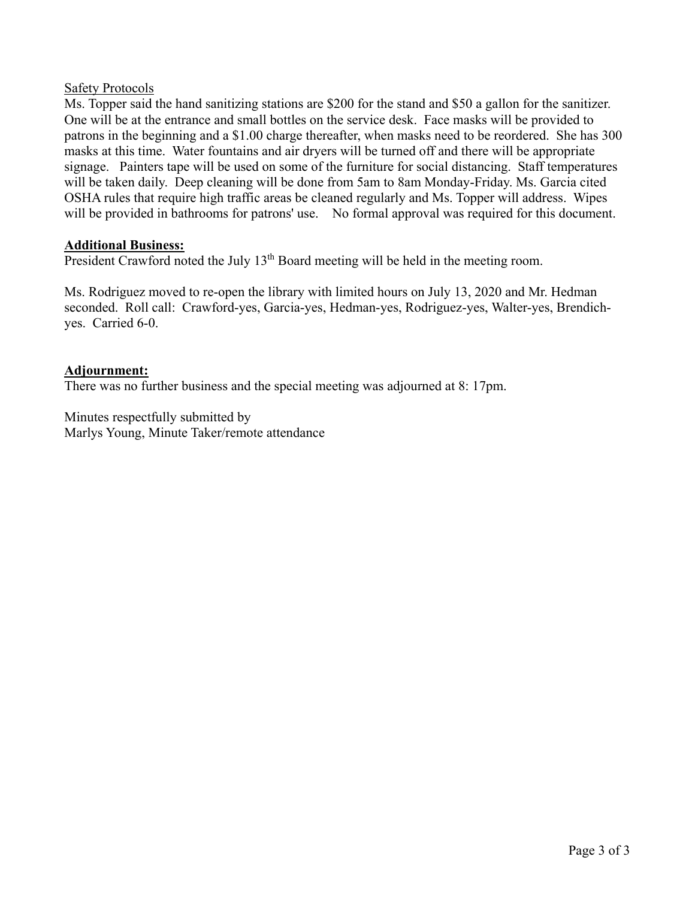Safety Protocols

Ms. Topper said the hand sanitizing stations are $200 for the stand and $50 a gallon for the sanitizer. One will be at the entrance and small bottles on the service desk. Face masks will be provided to patrons in the beginning and a $1.00 charge thereafter, when masks need to be reordered. She has 300 masks at this time. Water fountains and air dryers will be turned off and there will be appropriate signage. Painters tape will be used on some of the furniture for social distancing. Staff temperatures will be taken daily. Deep cleaning will be done from 5am to 8am Monday-Friday. Ms. Garcia cited OSHA rules that require high traffic areas be cleaned regularly and Ms. Topper will address. Wipes will be provided in bathrooms for patrons' use. No formal approval was required for this document.

**Additional Business:**

President Crawford noted the July 13th Board meeting will be held in the meeting room.

Ms. Rodriguez moved to re-open the library with limited hours on July 13, 2020 and Mr. Hedman seconded. Roll call: Crawford-yes, Garcia-yes, Hedman-yes, Rodriguez-yes, Walter-yes, Brendich-yes. Carried 6-0.

**Adjournment:**

There was no further business and the special meeting was adjourned at 8: 17pm.

Minutes respectfully submitted by
Marlys Young, Minute Taker/remote attendance